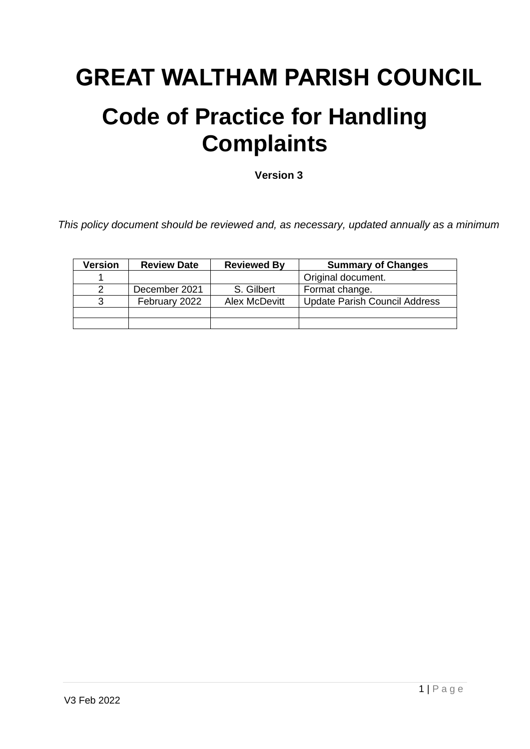# GREAT WALTHAM PARISH COUNCIL

# Code of Practice for Handling Complaints

**Version 3**

*This policy document should be reviewed and, as necessary, updated annually as a minimum*

| Version | Review Date | Reviewed By | Summary of Changes |
|---|---|---|---|
| 1 | | | Original document. |
| 2 | December 2021 | S. Gilbert | Format change. |
| 3 | February 2022 | Alex McDevitt | Update Parish Council Address |
| | | | |
| | | | |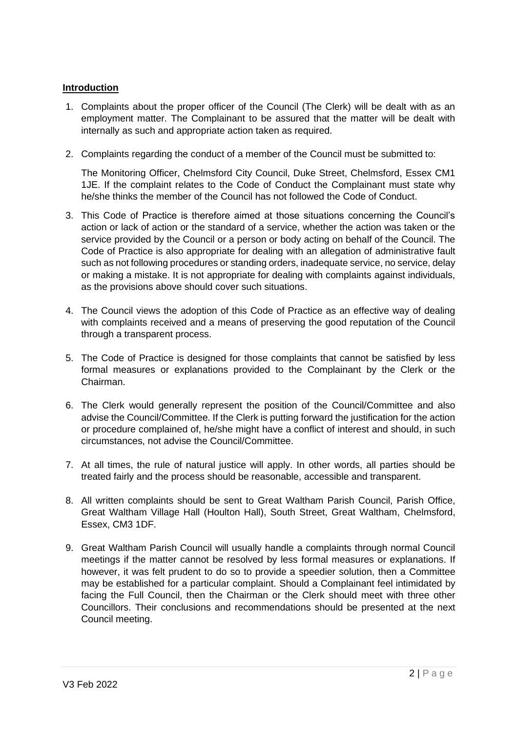## **Introduction**

1. Complaints about the proper officer of the Council (The Clerk) will be dealt with as an employment matter. The Complainant to be assured that the matter will be dealt with internally as such and appropriate action taken as required.

2. Complaints regarding the conduct of a member of the Council must be submitted to:

   The Monitoring Officer, Chelmsford City Council, Duke Street, Chelmsford, Essex CM1 1JE. If the complaint relates to the Code of Conduct the Complainant must state why he/she thinks the member of the Council has not followed the Code of Conduct.

3. This Code of Practice is therefore aimed at those situations concerning the Council's action or lack of action or the standard of a service, whether the action was taken or the service provided by the Council or a person or body acting on behalf of the Council. The Code of Practice is also appropriate for dealing with an allegation of administrative fault such as not following procedures or standing orders, inadequate service, no service, delay or making a mistake. It is not appropriate for dealing with complaints against individuals, as the provisions above should cover such situations.

4. The Council views the adoption of this Code of Practice as an effective way of dealing with complaints received and a means of preserving the good reputation of the Council through a transparent process.

5. The Code of Practice is designed for those complaints that cannot be satisfied by less formal measures or explanations provided to the Complainant by the Clerk or the Chairman.

6. The Clerk would generally represent the position of the Council/Committee and also advise the Council/Committee. If the Clerk is putting forward the justification for the action or procedure complained of, he/she might have a conflict of interest and should, in such circumstances, not advise the Council/Committee.

7. At all times, the rule of natural justice will apply. In other words, all parties should be treated fairly and the process should be reasonable, accessible and transparent.

8. All written complaints should be sent to Great Waltham Parish Council, Parish Office, Great Waltham Village Hall (Houlton Hall), South Street, Great Waltham, Chelmsford, Essex, CM3 1DF.

9. Great Waltham Parish Council will usually handle a complaints through normal Council meetings if the matter cannot be resolved by less formal measures or explanations. If however, it was felt prudent to do so to provide a speedier solution, then a Committee may be established for a particular complaint. Should a Complainant feel intimidated by facing the Full Council, then the Chairman or the Clerk should meet with three other Councillors. Their conclusions and recommendations should be presented at the next Council meeting.

V3 Feb 2022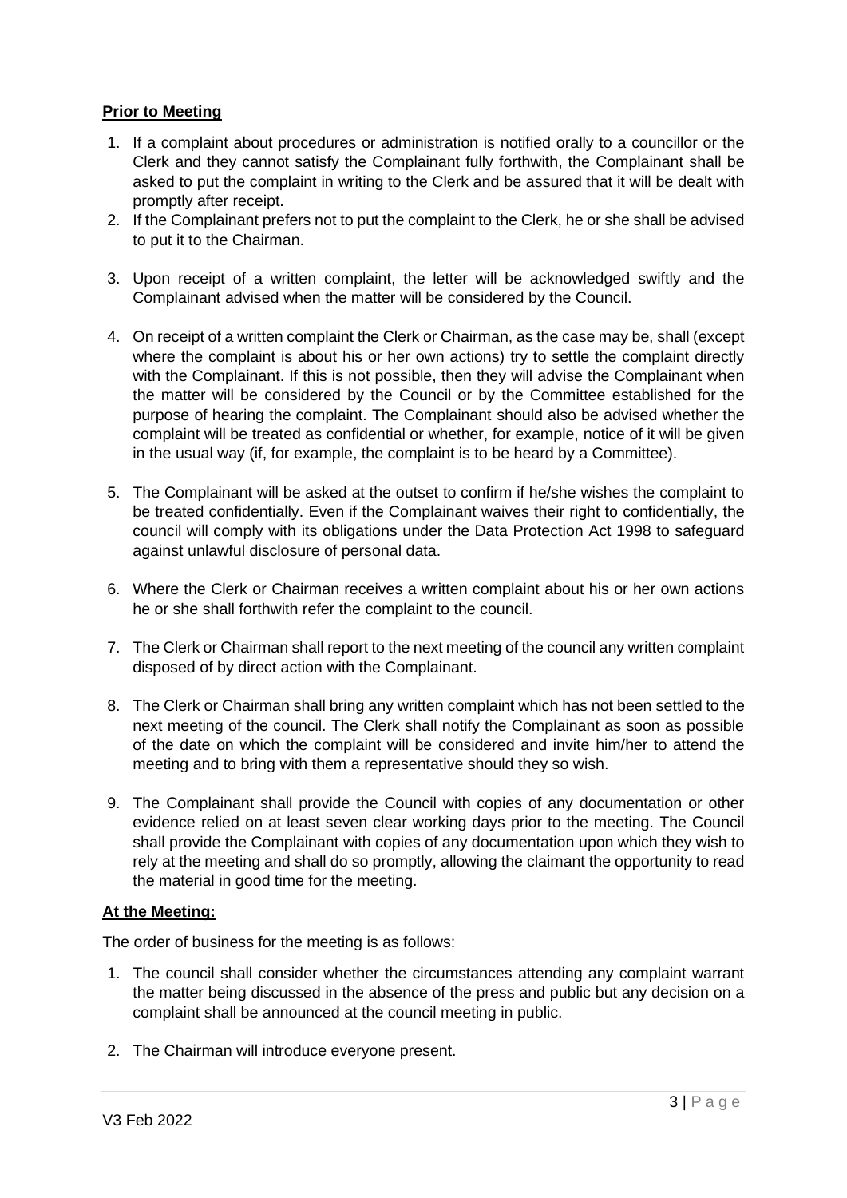**Prior to Meeting**

1. If a complaint about procedures or administration is notified orally to a councillor or the Clerk and they cannot satisfy the Complainant fully forthwith, the Complainant shall be asked to put the complaint in writing to the Clerk and be assured that it will be dealt with promptly after receipt.
2. If the Complainant prefers not to put the complaint to the Clerk, he or she shall be advised to put it to the Chairman.
3. Upon receipt of a written complaint, the letter will be acknowledged swiftly and the Complainant advised when the matter will be considered by the Council.
4. On receipt of a written complaint the Clerk or Chairman, as the case may be, shall (except where the complaint is about his or her own actions) try to settle the complaint directly with the Complainant. If this is not possible, then they will advise the Complainant when the matter will be considered by the Council or by the Committee established for the purpose of hearing the complaint. The Complainant should also be advised whether the complaint will be treated as confidential or whether, for example, notice of it will be given in the usual way (if, for example, the complaint is to be heard by a Committee).
5. The Complainant will be asked at the outset to confirm if he/she wishes the complaint to be treated confidentially. Even if the Complainant waives their right to confidentially, the council will comply with its obligations under the Data Protection Act 1998 to safeguard against unlawful disclosure of personal data.
6. Where the Clerk or Chairman receives a written complaint about his or her own actions he or she shall forthwith refer the complaint to the council.
7. The Clerk or Chairman shall report to the next meeting of the council any written complaint disposed of by direct action with the Complainant.
8. The Clerk or Chairman shall bring any written complaint which has not been settled to the next meeting of the council. The Clerk shall notify the Complainant as soon as possible of the date on which the complaint will be considered and invite him/her to attend the meeting and to bring with them a representative should they so wish.
9. The Complainant shall provide the Council with copies of any documentation or other evidence relied on at least seven clear working days prior to the meeting. The Council shall provide the Complainant with copies of any documentation upon which they wish to rely at the meeting and shall do so promptly, allowing the claimant the opportunity to read the material in good time for the meeting.

**At the Meeting:**

The order of business for the meeting is as follows:

1. The council shall consider whether the circumstances attending any complaint warrant the matter being discussed in the absence of the press and public but any decision on a complaint shall be announced at the council meeting in public.
2. The Chairman will introduce everyone present.

V3 Feb 2022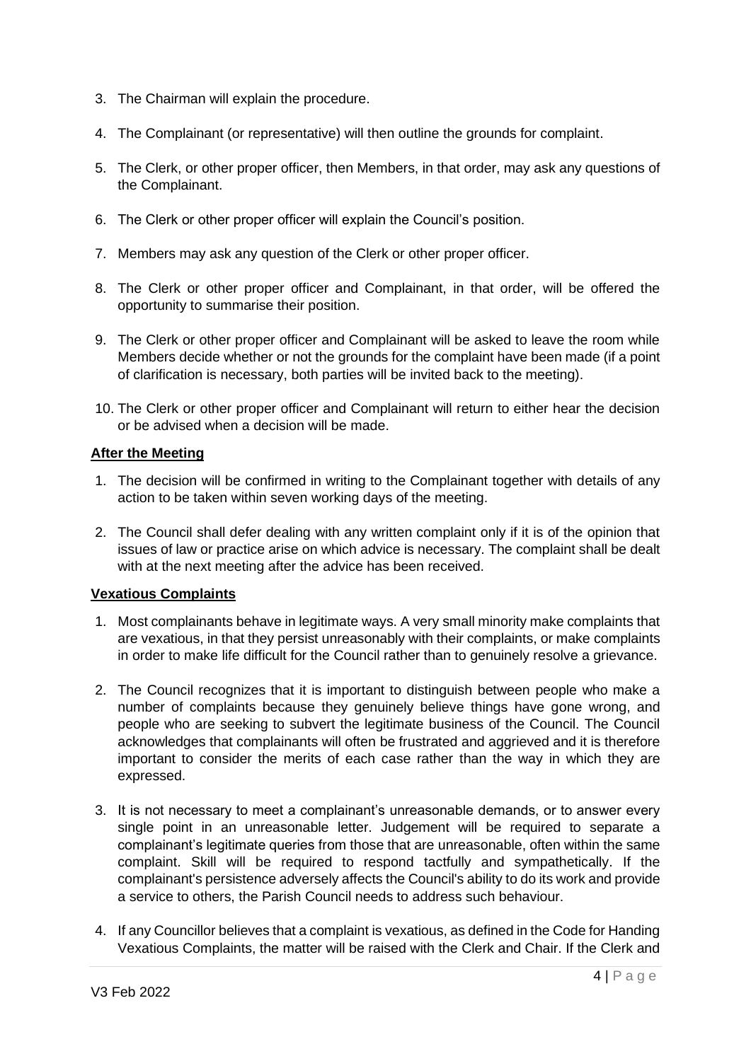3. The Chairman will explain the procedure.

4. The Complainant (or representative) will then outline the grounds for complaint.

5. The Clerk, or other proper officer, then Members, in that order, may ask any questions of the Complainant.

6. The Clerk or other proper officer will explain the Council's position.

7. Members may ask any question of the Clerk or other proper officer.

8. The Clerk or other proper officer and Complainant, in that order, will be offered the opportunity to summarise their position.

9. The Clerk or other proper officer and Complainant will be asked to leave the room while Members decide whether or not the grounds for the complaint have been made (if a point of clarification is necessary, both parties will be invited back to the meeting).

10. The Clerk or other proper officer and Complainant will return to either hear the decision or be advised when a decision will be made.

**After the Meeting**

1. The decision will be confirmed in writing to the Complainant together with details of any action to be taken within seven working days of the meeting.

2. The Council shall defer dealing with any written complaint only if it is of the opinion that issues of law or practice arise on which advice is necessary. The complaint shall be dealt with at the next meeting after the advice has been received.

**Vexatious Complaints**

1. Most complainants behave in legitimate ways. A very small minority make complaints that are vexatious, in that they persist unreasonably with their complaints, or make complaints in order to make life difficult for the Council rather than to genuinely resolve a grievance.

2. The Council recognizes that it is important to distinguish between people who make a number of complaints because they genuinely believe things have gone wrong, and people who are seeking to subvert the legitimate business of the Council. The Council acknowledges that complainants will often be frustrated and aggrieved and it is therefore important to consider the merits of each case rather than the way in which they are expressed.

3. It is not necessary to meet a complainant's unreasonable demands, or to answer every single point in an unreasonable letter. Judgement will be required to separate a complainant's legitimate queries from those that are unreasonable, often within the same complaint. Skill will be required to respond tactfully and sympathetically. If the complainant's persistence adversely affects the Council's ability to do its work and provide a service to others, the Parish Council needs to address such behaviour.

4. If any Councillor believes that a complaint is vexatious, as defined in the Code for Handing Vexatious Complaints, the matter will be raised with the Clerk and Chair. If the Clerk and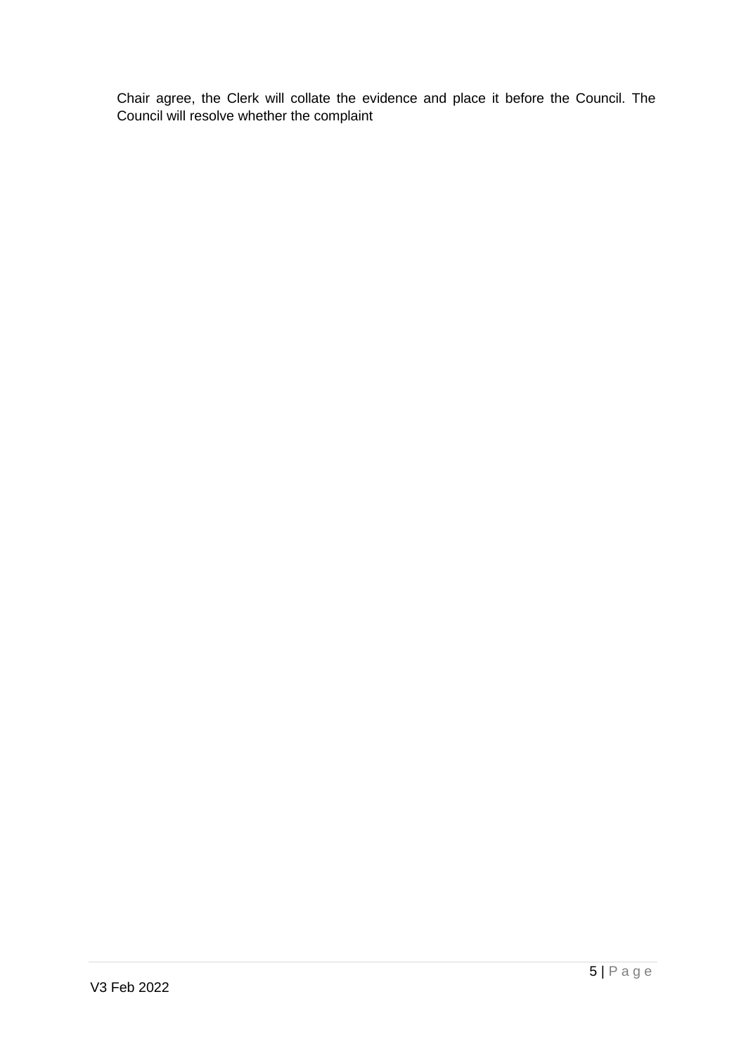Chair agree, the Clerk will collate the evidence and place it before the Council. The Council will resolve whether the complaint

V3 Feb 2022